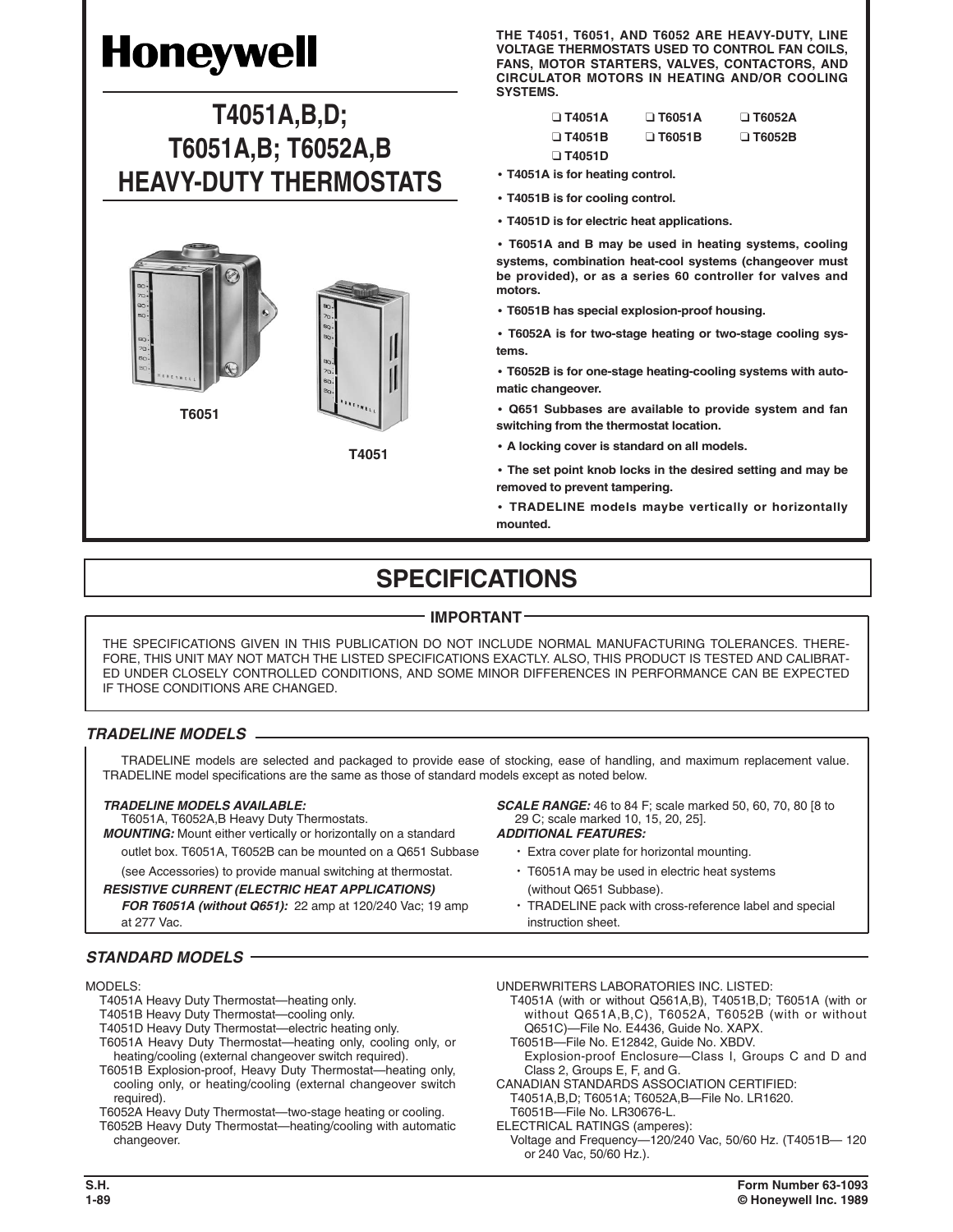Honeywell

# T4051A,B,D; T6051A,B; T6052A,B HEAVY-DUTY THERMOSTATS

T6051

T4051

**THE T4051, T6051, AND T6052 ARE HEAVY-DUTY, LINE VOLTAGE THERMOSTATS USED TO CONTROL FAN COILS, FANS, MOTOR STARTERS, VALVES, CONTACTORS, AND CIRCULATOR MOTORS IN HEATING AND/OR COOLING SYSTEMS.**

❑ T4051A ❑ T6051A ❑ T6052A
❑ T4051B ❑ T6051B ❑ T6052B
❑ T4051D

- **T4051A is for heating control.**
- **T4051B is for cooling control.**
- **T4051D is for electric heat applications.**
- **T6051A and B may be used in heating systems, cooling systems, combination heat-cool systems (changeover must be provided), or as a series 60 controller for valves and motors.**
- **T6051B has special explosion-proof housing.**
- **T6052A is for two-stage heating or two-stage cooling systems.**
- **T6052B is for one-stage heating-cooling systems with automatic changeover.**
- **Q651 Subbases are available to provide system and fan switching from the thermostat location.**
- **A locking cover is standard on all models.**
- **The set point knob locks in the desired setting and may be removed to prevent tampering.**
- **TRADELINE models maybe vertically or horizontally mounted.**

# SPECIFICATIONS

**IMPORTANT**

THE SPECIFICATIONS GIVEN IN THIS PUBLICATION DO NOT INCLUDE NORMAL MANUFACTURING TOLERANCES. THEREFORE, THIS UNIT MAY NOT MATCH THE LISTED SPECIFICATIONS EXACTLY. ALSO, THIS PRODUCT IS TESTED AND CALIBRATED UNDER CLOSELY CONTROLLED CONDITIONS, AND SOME MINOR DIFFERENCES IN PERFORMANCE CAN BE EXPECTED IF THOSE CONDITIONS ARE CHANGED.

## *TRADELINE MODELS*

TRADELINE models are selected and packaged to provide ease of stocking, ease of handling, and maximum replacement value. TRADELINE model specifications are the same as those of standard models except as noted below.

***TRADELINE MODELS AVAILABLE:*** T6051A, T6052A,B Heavy Duty Thermostats.

***MOUNTING:*** Mount either vertically or horizontally on a standard outlet box. T6051A, T6052B can be mounted on a Q651 Subbase (see Accessories) to provide manual switching at thermostat.

***RESISTIVE CURRENT (ELECTRIC HEAT APPLICATIONS)***
***FOR T6051A (without Q651):*** 22 amp at 120/240 Vac; 19 amp at 277 Vac.

***SCALE RANGE:*** 46 to 84 F; scale marked 50, 60, 70, 80 [8 to 29 C; scale marked 10, 15, 20, 25].

***ADDITIONAL FEATURES:***
- Extra cover plate for horizontal mounting.
- T6051A may be used in electric heat systems (without Q651 Subbase).
- TRADELINE pack with cross-reference label and special instruction sheet.

## *STANDARD MODELS*

MODELS:
- T4051A Heavy Duty Thermostat—heating only.
- T4051B Heavy Duty Thermostat—cooling only.
- T4051D Heavy Duty Thermostat—electric heating only.
- T6051A Heavy Duty Thermostat—heating only, cooling only, or heating/cooling (external changeover switch required).
- T6051B Explosion-proof, Heavy Duty Thermostat—heating only, cooling only, or heating/cooling (external changeover switch required).
- T6052A Heavy Duty Thermostat—two-stage heating or cooling.
- T6052B Heavy Duty Thermostat—heating/cooling with automatic changeover.

UNDERWRITERS LABORATORIES INC. LISTED:
- T4051A (with or without Q561A,B), T4051B,D; T6051A (with or without Q651A,B,C), T6052A, T6052B (with or without Q651C)—File No. E4436, Guide No. XAPX.
- T6051B—File No. E12842, Guide No. XBDV. Explosion-proof Enclosure—Class I, Groups C and D and Class 2, Groups E, F, and G.

CANADIAN STANDARDS ASSOCIATION CERTIFIED:
- T4051A,B,D; T6051A; T6052A,B—File No. LR1620.
- T6051B—File No. LR30676-L.

ELECTRICAL RATINGS (amperes):
- Voltage and Frequency—120/240 Vac, 50/60 Hz. (T4051B— 120 or 240 Vac, 50/60 Hz.).

S.H.
1-89

Form Number 63-1093
© Honeywell Inc. 1989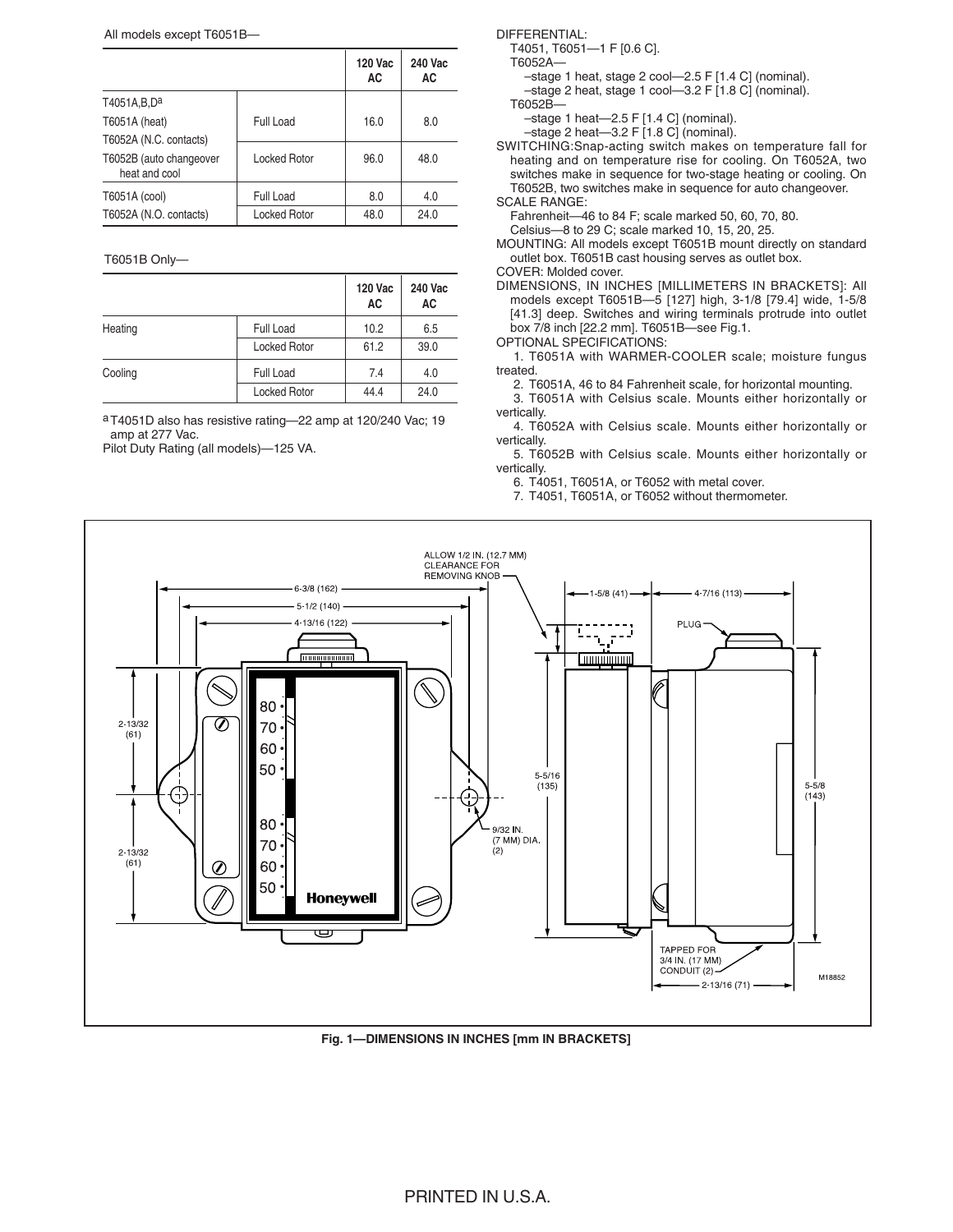All models except T6051B—

| | | 120 Vac AC | 240 Vac AC |
|---|---|---|---|
| T4051A,B,D[a]<br>T6051A (heat)<br>T6052A (N.C. contacts) | Full Load | 16.0 | 8.0 |
| T6052B (auto changeover heat and cool | Locked Rotor | 96.0 | 48.0 |
| T6051A (cool) | Full Load | 8.0 | 4.0 |
| T6052A (N.O. contacts) | Locked Rotor | 48.0 | 24.0 |

T6051B Only—

| | | 120 Vac AC | 240 Vac AC |
|---|---|---|---|
| Heating | Full Load | 10.2 | 6.5 |
| | Locked Rotor | 61.2 | 39.0 |
| Cooling | Full Load | 7.4 | 4.0 |
| | Locked Rotor | 44.4 | 24.0 |

[a] T4051D also has resistive rating—22 amp at 120/240 Vac; 19 amp at 277 Vac.

Pilot Duty Rating (all models)—125 VA.

DIFFERENTIAL:
T4051, T6051—1 F [0.6 C].
T6052A—
–stage 1 heat, stage 2 cool—2.5 F [1.4 C] (nominal).
–stage 2 heat, stage 1 cool—3.2 F [1.8 C] (nominal).
T6052B—
–stage 1 heat—2.5 F [1.4 C] (nominal).
–stage 2 heat—3.2 F [1.8 C] (nominal).

SWITCHING: Snap-acting switch makes on temperature fall for heating and on temperature rise for cooling. On T6052A, two switches make in sequence for two-stage heating or cooling. On T6052B, two switches make in sequence for auto changeover.

SCALE RANGE:
Fahrenheit—46 to 84 F; scale marked 50, 60, 70, 80.
Celsius—8 to 29 C; scale marked 10, 15, 20, 25.

MOUNTING: All models except T6051B mount directly on standard outlet box. T6051B cast housing serves as outlet box.

COVER: Molded cover.

DIMENSIONS, IN INCHES [MILLIMETERS IN BRACKETS]: All models except T6051B—5 [127] high, 3-1/8 [79.4] wide, 1-5/8 [41.3] deep. Switches and wiring terminals protrude into outlet box 7/8 inch [22.2 mm]. T6051B—see Fig.1.

OPTIONAL SPECIFICATIONS:
1. T6051A with WARMER-COOLER scale; moisture fungus treated.
2. T6051A, 46 to 84 Fahrenheit scale, for horizontal mounting.
3. T6051A with Celsius scale. Mounts either horizontally or vertically.
4. T6052A with Celsius scale. Mounts either horizontally or vertically.
5. T6052B with Celsius scale. Mounts either horizontally or vertically.
6. T4051, T6051A, or T6052 with metal cover.
7. T4051, T6051A, or T6052 without thermometer.

ALLOW 1/2 IN. (12.7 MM) CLEARANCE FOR REMOVING KNOB
6-3/8 (162)
5-1/2 (140)
4-13/16 (122)
1-5/8 (41)
4-7/16 (113)
PLUG
2-13/32 (61)
2-13/32 (61)
80 70 60 50
80 70 60 50
Honeywell
9/32 IN. (7 MM) DIA. (2)
5-5/16 (135)
5-5/8 (143)
TAPPED FOR 3/4 IN. (17 MM) CONDUIT (2)
2-13/16 (71)
M18852

**Fig. 1—DIMENSIONS IN INCHES [mm IN BRACKETS]**

PRINTED IN U.S.A.